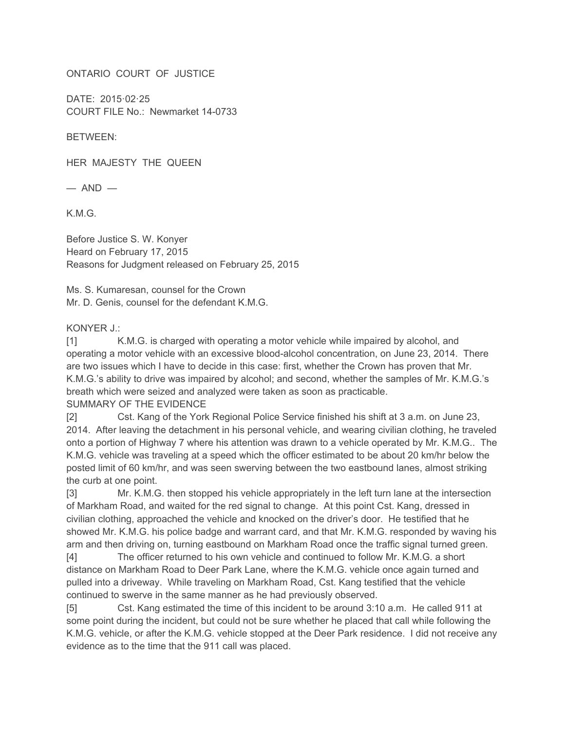ONTARIO COURT OF JUSTICE

DATE: 2015·02·25
COURT FILE No.: Newmarket 14-0733

BETWEEN:

HER MAJESTY THE QUEEN

— AND —

K.M.G.

Before Justice S. W. Konyer
Heard on February 17, 2015
Reasons for Judgment released on February 25, 2015

Ms. S. Kumaresan, counsel for the Crown
Mr. D. Genis, counsel for the defendant K.M.G.

KONYER J.:

[1] K.M.G. is charged with operating a motor vehicle while impaired by alcohol, and operating a motor vehicle with an excessive blood-alcohol concentration, on June 23, 2014. There are two issues which I have to decide in this case: first, whether the Crown has proven that Mr. K.M.G.'s ability to drive was impaired by alcohol; and second, whether the samples of Mr. K.M.G.'s breath which were seized and analyzed were taken as soon as practicable.

SUMMARY OF THE EVIDENCE

[2] Cst. Kang of the York Regional Police Service finished his shift at 3 a.m. on June 23, 2014. After leaving the detachment in his personal vehicle, and wearing civilian clothing, he traveled onto a portion of Highway 7 where his attention was drawn to a vehicle operated by Mr. K.M.G.. The K.M.G. vehicle was traveling at a speed which the officer estimated to be about 20 km/hr below the posted limit of 60 km/hr, and was seen swerving between the two eastbound lanes, almost striking the curb at one point.

[3] Mr. K.M.G. then stopped his vehicle appropriately in the left turn lane at the intersection of Markham Road, and waited for the red signal to change. At this point Cst. Kang, dressed in civilian clothing, approached the vehicle and knocked on the driver's door. He testified that he showed Mr. K.M.G. his police badge and warrant card, and that Mr. K.M.G. responded by waving his arm and then driving on, turning eastbound on Markham Road once the traffic signal turned green.

[4] The officer returned to his own vehicle and continued to follow Mr. K.M.G. a short distance on Markham Road to Deer Park Lane, where the K.M.G. vehicle once again turned and pulled into a driveway. While traveling on Markham Road, Cst. Kang testified that the vehicle continued to swerve in the same manner as he had previously observed.

[5] Cst. Kang estimated the time of this incident to be around 3:10 a.m. He called 911 at some point during the incident, but could not be sure whether he placed that call while following the K.M.G. vehicle, or after the K.M.G. vehicle stopped at the Deer Park residence. I did not receive any evidence as to the time that the 911 call was placed.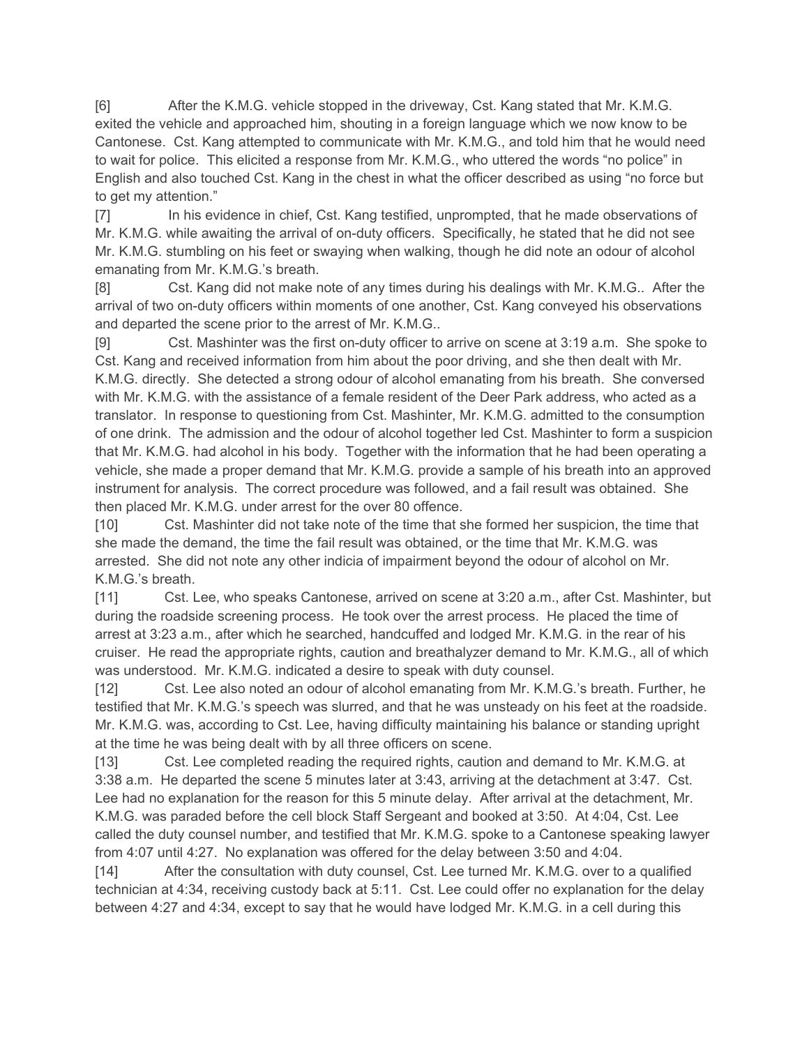[6] After the K.M.G. vehicle stopped in the driveway, Cst. Kang stated that Mr. K.M.G. exited the vehicle and approached him, shouting in a foreign language which we now know to be Cantonese. Cst. Kang attempted to communicate with Mr. K.M.G., and told him that he would need to wait for police. This elicited a response from Mr. K.M.G., who uttered the words "no police" in English and also touched Cst. Kang in the chest in what the officer described as using "no force but to get my attention."

[7] In his evidence in chief, Cst. Kang testified, unprompted, that he made observations of Mr. K.M.G. while awaiting the arrival of on-duty officers. Specifically, he stated that he did not see Mr. K.M.G. stumbling on his feet or swaying when walking, though he did note an odour of alcohol emanating from Mr. K.M.G.'s breath.

[8] Cst. Kang did not make note of any times during his dealings with Mr. K.M.G.. After the arrival of two on-duty officers within moments of one another, Cst. Kang conveyed his observations and departed the scene prior to the arrest of Mr. K.M.G..

[9] Cst. Mashinter was the first on-duty officer to arrive on scene at 3:19 a.m. She spoke to Cst. Kang and received information from him about the poor driving, and she then dealt with Mr. K.M.G. directly. She detected a strong odour of alcohol emanating from his breath. She conversed with Mr. K.M.G. with the assistance of a female resident of the Deer Park address, who acted as a translator. In response to questioning from Cst. Mashinter, Mr. K.M.G. admitted to the consumption of one drink. The admission and the odour of alcohol together led Cst. Mashinter to form a suspicion that Mr. K.M.G. had alcohol in his body. Together with the information that he had been operating a vehicle, she made a proper demand that Mr. K.M.G. provide a sample of his breath into an approved instrument for analysis. The correct procedure was followed, and a fail result was obtained. She then placed Mr. K.M.G. under arrest for the over 80 offence.

[10] Cst. Mashinter did not take note of the time that she formed her suspicion, the time that she made the demand, the time the fail result was obtained, or the time that Mr. K.M.G. was arrested. She did not note any other indicia of impairment beyond the odour of alcohol on Mr. K.M.G.'s breath.

[11] Cst. Lee, who speaks Cantonese, arrived on scene at 3:20 a.m., after Cst. Mashinter, but during the roadside screening process. He took over the arrest process. He placed the time of arrest at 3:23 a.m., after which he searched, handcuffed and lodged Mr. K.M.G. in the rear of his cruiser. He read the appropriate rights, caution and breathalyzer demand to Mr. K.M.G., all of which was understood. Mr. K.M.G. indicated a desire to speak with duty counsel.

[12] Cst. Lee also noted an odour of alcohol emanating from Mr. K.M.G.'s breath. Further, he testified that Mr. K.M.G.'s speech was slurred, and that he was unsteady on his feet at the roadside. Mr. K.M.G. was, according to Cst. Lee, having difficulty maintaining his balance or standing upright at the time he was being dealt with by all three officers on scene.

[13] Cst. Lee completed reading the required rights, caution and demand to Mr. K.M.G. at 3:38 a.m. He departed the scene 5 minutes later at 3:43, arriving at the detachment at 3:47. Cst. Lee had no explanation for the reason for this 5 minute delay. After arrival at the detachment, Mr. K.M.G. was paraded before the cell block Staff Sergeant and booked at 3:50. At 4:04, Cst. Lee called the duty counsel number, and testified that Mr. K.M.G. spoke to a Cantonese speaking lawyer from 4:07 until 4:27. No explanation was offered for the delay between 3:50 and 4:04.

[14] After the consultation with duty counsel, Cst. Lee turned Mr. K.M.G. over to a qualified technician at 4:34, receiving custody back at 5:11. Cst. Lee could offer no explanation for the delay between 4:27 and 4:34, except to say that he would have lodged Mr. K.M.G. in a cell during this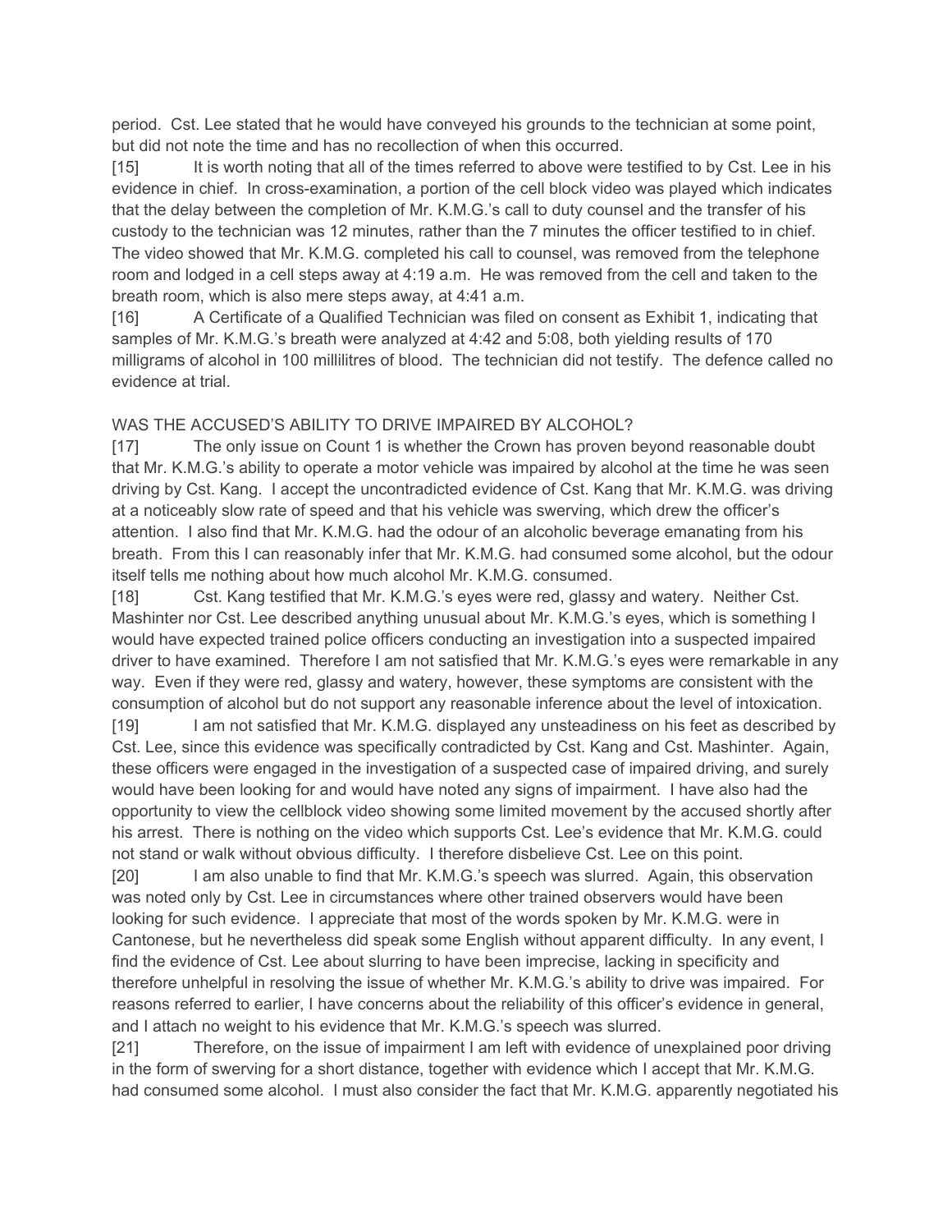period. Cst. Lee stated that he would have conveyed his grounds to the technician at some point, but did not note the time and has no recollection of when this occurred.

[15] It is worth noting that all of the times referred to above were testified to by Cst. Lee in his evidence in chief. In cross-examination, a portion of the cell block video was played which indicates that the delay between the completion of Mr. K.M.G.'s call to duty counsel and the transfer of his custody to the technician was 12 minutes, rather than the 7 minutes the officer testified to in chief. The video showed that Mr. K.M.G. completed his call to counsel, was removed from the telephone room and lodged in a cell steps away at 4:19 a.m. He was removed from the cell and taken to the breath room, which is also mere steps away, at 4:41 a.m.

[16] A Certificate of a Qualified Technician was filed on consent as Exhibit 1, indicating that samples of Mr. K.M.G.'s breath were analyzed at 4:42 and 5:08, both yielding results of 170 milligrams of alcohol in 100 millilitres of blood. The technician did not testify. The defence called no evidence at trial.

## WAS THE ACCUSED'S ABILITY TO DRIVE IMPAIRED BY ALCOHOL?

[17] The only issue on Count 1 is whether the Crown has proven beyond reasonable doubt that Mr. K.M.G.'s ability to operate a motor vehicle was impaired by alcohol at the time he was seen driving by Cst. Kang. I accept the uncontradicted evidence of Cst. Kang that Mr. K.M.G. was driving at a noticeably slow rate of speed and that his vehicle was swerving, which drew the officer's attention. I also find that Mr. K.M.G. had the odour of an alcoholic beverage emanating from his breath. From this I can reasonably infer that Mr. K.M.G. had consumed some alcohol, but the odour itself tells me nothing about how much alcohol Mr. K.M.G. consumed.

[18] Cst. Kang testified that Mr. K.M.G.'s eyes were red, glassy and watery. Neither Cst. Mashinter nor Cst. Lee described anything unusual about Mr. K.M.G.'s eyes, which is something I would have expected trained police officers conducting an investigation into a suspected impaired driver to have examined. Therefore I am not satisfied that Mr. K.M.G.'s eyes were remarkable in any way. Even if they were red, glassy and watery, however, these symptoms are consistent with the consumption of alcohol but do not support any reasonable inference about the level of intoxication.

[19] I am not satisfied that Mr. K.M.G. displayed any unsteadiness on his feet as described by Cst. Lee, since this evidence was specifically contradicted by Cst. Kang and Cst. Mashinter. Again, these officers were engaged in the investigation of a suspected case of impaired driving, and surely would have been looking for and would have noted any signs of impairment. I have also had the opportunity to view the cellblock video showing some limited movement by the accused shortly after his arrest. There is nothing on the video which supports Cst. Lee's evidence that Mr. K.M.G. could not stand or walk without obvious difficulty. I therefore disbelieve Cst. Lee on this point.

[20] I am also unable to find that Mr. K.M.G.'s speech was slurred. Again, this observation was noted only by Cst. Lee in circumstances where other trained observers would have been looking for such evidence. I appreciate that most of the words spoken by Mr. K.M.G. were in Cantonese, but he nevertheless did speak some English without apparent difficulty. In any event, I find the evidence of Cst. Lee about slurring to have been imprecise, lacking in specificity and therefore unhelpful in resolving the issue of whether Mr. K.M.G.'s ability to drive was impaired. For reasons referred to earlier, I have concerns about the reliability of this officer's evidence in general, and I attach no weight to his evidence that Mr. K.M.G.'s speech was slurred.

[21] Therefore, on the issue of impairment I am left with evidence of unexplained poor driving in the form of swerving for a short distance, together with evidence which I accept that Mr. K.M.G. had consumed some alcohol. I must also consider the fact that Mr. K.M.G. apparently negotiated his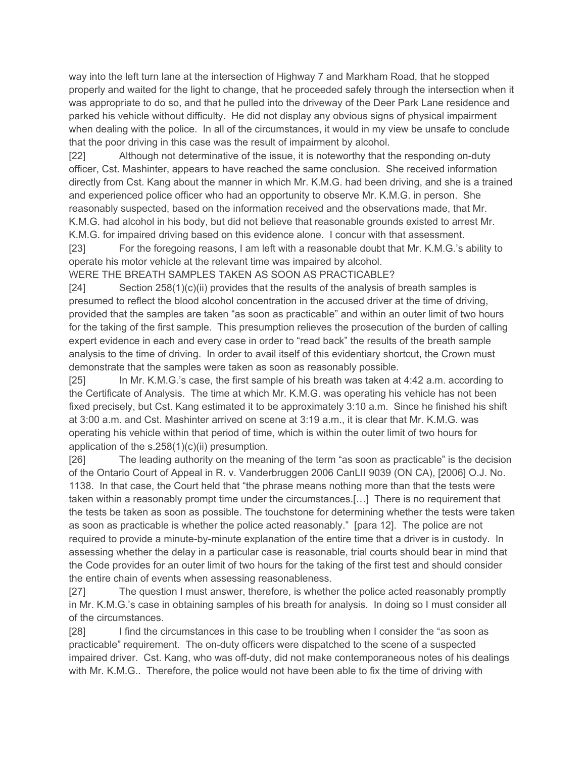way into the left turn lane at the intersection of Highway 7 and Markham Road, that he stopped properly and waited for the light to change, that he proceeded safely through the intersection when it was appropriate to do so, and that he pulled into the driveway of the Deer Park Lane residence and parked his vehicle without difficulty. He did not display any obvious signs of physical impairment when dealing with the police. In all of the circumstances, it would in my view be unsafe to conclude that the poor driving in this case was the result of impairment by alcohol.

[22] Although not determinative of the issue, it is noteworthy that the responding on-duty officer, Cst. Mashinter, appears to have reached the same conclusion. She received information directly from Cst. Kang about the manner in which Mr. K.M.G. had been driving, and she is a trained and experienced police officer who had an opportunity to observe Mr. K.M.G. in person. She reasonably suspected, based on the information received and the observations made, that Mr. K.M.G. had alcohol in his body, but did not believe that reasonable grounds existed to arrest Mr. K.M.G. for impaired driving based on this evidence alone. I concur with that assessment.

[23] For the foregoing reasons, I am left with a reasonable doubt that Mr. K.M.G.'s ability to operate his motor vehicle at the relevant time was impaired by alcohol.

WERE THE BREATH SAMPLES TAKEN AS SOON AS PRACTICABLE?

[24] Section 258(1)(c)(ii) provides that the results of the analysis of breath samples is presumed to reflect the blood alcohol concentration in the accused driver at the time of driving, provided that the samples are taken "as soon as practicable" and within an outer limit of two hours for the taking of the first sample. This presumption relieves the prosecution of the burden of calling expert evidence in each and every case in order to "read back" the results of the breath sample analysis to the time of driving. In order to avail itself of this evidentiary shortcut, the Crown must demonstrate that the samples were taken as soon as reasonably possible.

[25] In Mr. K.M.G.'s case, the first sample of his breath was taken at 4:42 a.m. according to the Certificate of Analysis. The time at which Mr. K.M.G. was operating his vehicle has not been fixed precisely, but Cst. Kang estimated it to be approximately 3:10 a.m. Since he finished his shift at 3:00 a.m. and Cst. Mashinter arrived on scene at 3:19 a.m., it is clear that Mr. K.M.G. was operating his vehicle within that period of time, which is within the outer limit of two hours for application of the s.258(1)(c)(ii) presumption.

[26] The leading authority on the meaning of the term "as soon as practicable" is the decision of the Ontario Court of Appeal in R. v. Vanderbruggen 2006 CanLII 9039 (ON CA), [2006] O.J. No. 1138. In that case, the Court held that "the phrase means nothing more than that the tests were taken within a reasonably prompt time under the circumstances.[…] There is no requirement that the tests be taken as soon as possible. The touchstone for determining whether the tests were taken as soon as practicable is whether the police acted reasonably." [para 12]. The police are not required to provide a minute-by-minute explanation of the entire time that a driver is in custody. In assessing whether the delay in a particular case is reasonable, trial courts should bear in mind that the Code provides for an outer limit of two hours for the taking of the first test and should consider the entire chain of events when assessing reasonableness.

[27] The question I must answer, therefore, is whether the police acted reasonably promptly in Mr. K.M.G.'s case in obtaining samples of his breath for analysis. In doing so I must consider all of the circumstances.

[28] I find the circumstances in this case to be troubling when I consider the "as soon as practicable" requirement. The on-duty officers were dispatched to the scene of a suspected impaired driver. Cst. Kang, who was off-duty, did not make contemporaneous notes of his dealings with Mr. K.M.G.. Therefore, the police would not have been able to fix the time of driving with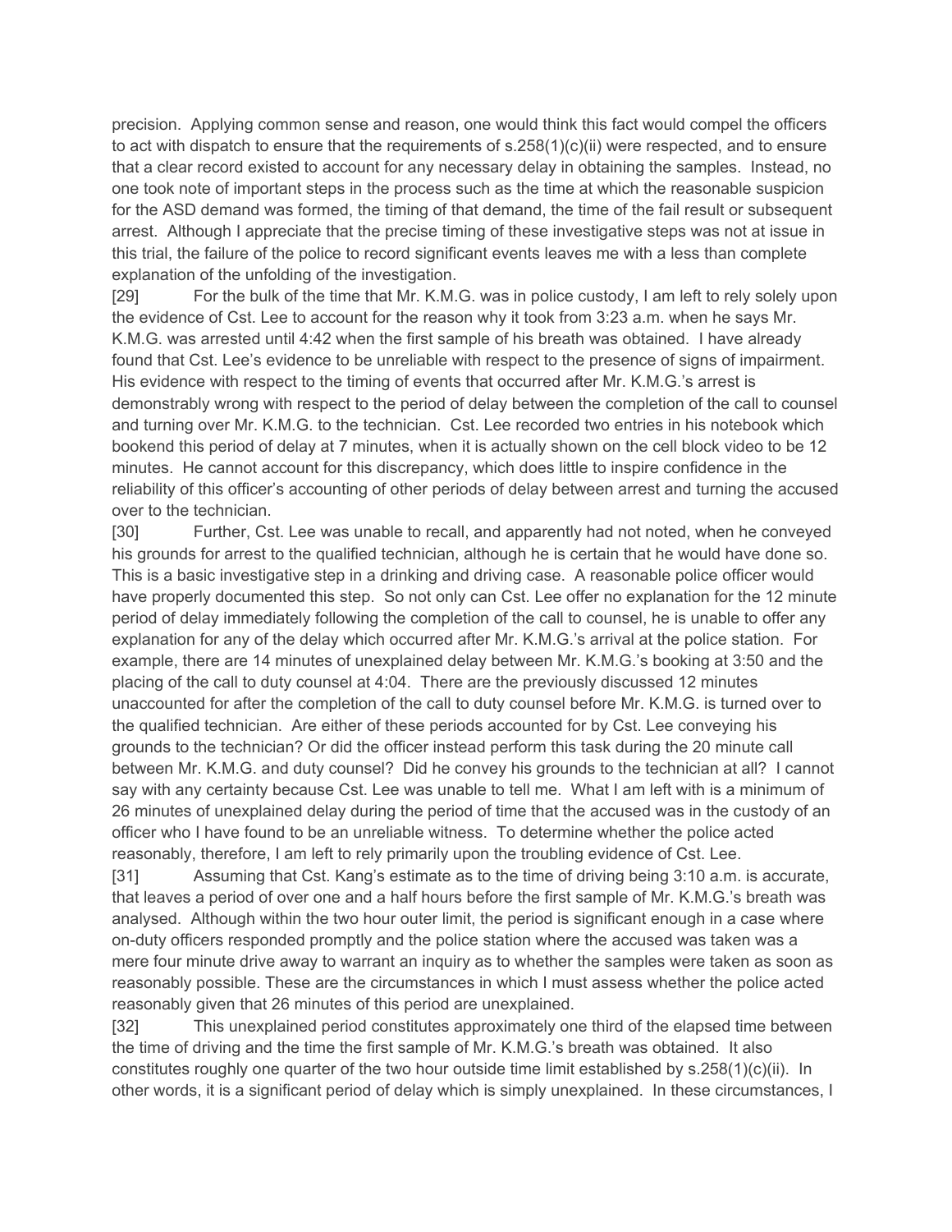precision. Applying common sense and reason, one would think this fact would compel the officers to act with dispatch to ensure that the requirements of s.258(1)(c)(ii) were respected, and to ensure that a clear record existed to account for any necessary delay in obtaining the samples. Instead, no one took note of important steps in the process such as the time at which the reasonable suspicion for the ASD demand was formed, the timing of that demand, the time of the fail result or subsequent arrest. Although I appreciate that the precise timing of these investigative steps was not at issue in this trial, the failure of the police to record significant events leaves me with a less than complete explanation of the unfolding of the investigation.

[29] For the bulk of the time that Mr. K.M.G. was in police custody, I am left to rely solely upon the evidence of Cst. Lee to account for the reason why it took from 3:23 a.m. when he says Mr. K.M.G. was arrested until 4:42 when the first sample of his breath was obtained. I have already found that Cst. Lee's evidence to be unreliable with respect to the presence of signs of impairment. His evidence with respect to the timing of events that occurred after Mr. K.M.G.'s arrest is demonstrably wrong with respect to the period of delay between the completion of the call to counsel and turning over Mr. K.M.G. to the technician. Cst. Lee recorded two entries in his notebook which bookend this period of delay at 7 minutes, when it is actually shown on the cell block video to be 12 minutes. He cannot account for this discrepancy, which does little to inspire confidence in the reliability of this officer's accounting of other periods of delay between arrest and turning the accused over to the technician.

[30] Further, Cst. Lee was unable to recall, and apparently had not noted, when he conveyed his grounds for arrest to the qualified technician, although he is certain that he would have done so. This is a basic investigative step in a drinking and driving case. A reasonable police officer would have properly documented this step. So not only can Cst. Lee offer no explanation for the 12 minute period of delay immediately following the completion of the call to counsel, he is unable to offer any explanation for any of the delay which occurred after Mr. K.M.G.'s arrival at the police station. For example, there are 14 minutes of unexplained delay between Mr. K.M.G.'s booking at 3:50 and the placing of the call to duty counsel at 4:04. There are the previously discussed 12 minutes unaccounted for after the completion of the call to duty counsel before Mr. K.M.G. is turned over to the qualified technician. Are either of these periods accounted for by Cst. Lee conveying his grounds to the technician? Or did the officer instead perform this task during the 20 minute call between Mr. K.M.G. and duty counsel? Did he convey his grounds to the technician at all? I cannot say with any certainty because Cst. Lee was unable to tell me. What I am left with is a minimum of 26 minutes of unexplained delay during the period of time that the accused was in the custody of an officer who I have found to be an unreliable witness. To determine whether the police acted reasonably, therefore, I am left to rely primarily upon the troubling evidence of Cst. Lee.

[31] Assuming that Cst. Kang's estimate as to the time of driving being 3:10 a.m. is accurate, that leaves a period of over one and a half hours before the first sample of Mr. K.M.G.'s breath was analysed. Although within the two hour outer limit, the period is significant enough in a case where on-duty officers responded promptly and the police station where the accused was taken was a mere four minute drive away to warrant an inquiry as to whether the samples were taken as soon as reasonably possible. These are the circumstances in which I must assess whether the police acted reasonably given that 26 minutes of this period are unexplained.

[32] This unexplained period constitutes approximately one third of the elapsed time between the time of driving and the time the first sample of Mr. K.M.G.'s breath was obtained. It also constitutes roughly one quarter of the two hour outside time limit established by s.258(1)(c)(ii). In other words, it is a significant period of delay which is simply unexplained. In these circumstances, I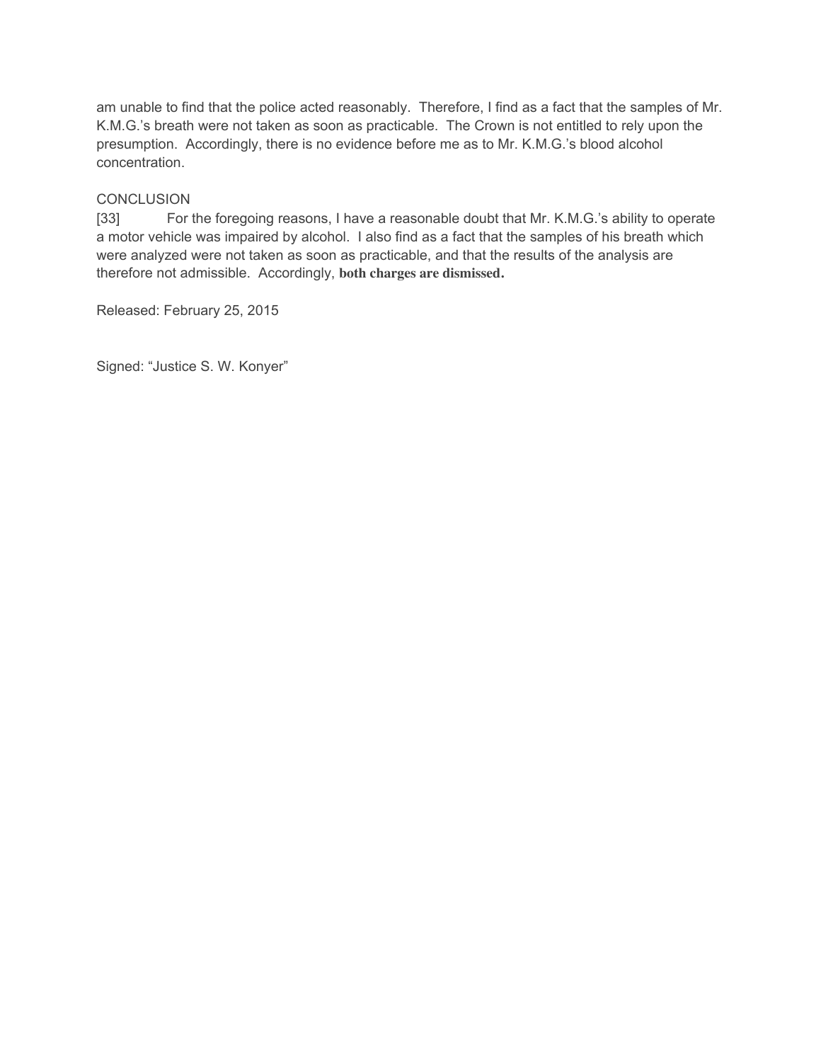am unable to find that the police acted reasonably. Therefore, I find as a fact that the samples of Mr. K.M.G.'s breath were not taken as soon as practicable. The Crown is not entitled to rely upon the presumption. Accordingly, there is no evidence before me as to Mr. K.M.G.'s blood alcohol concentration.

CONCLUSION

[33] For the foregoing reasons, I have a reasonable doubt that Mr. K.M.G.'s ability to operate a motor vehicle was impaired by alcohol. I also find as a fact that the samples of his breath which were analyzed were not taken as soon as practicable, and that the results of the analysis are therefore not admissible. Accordingly, **both charges are dismissed.**

Released: February 25, 2015

Signed: "Justice S. W. Konyer"